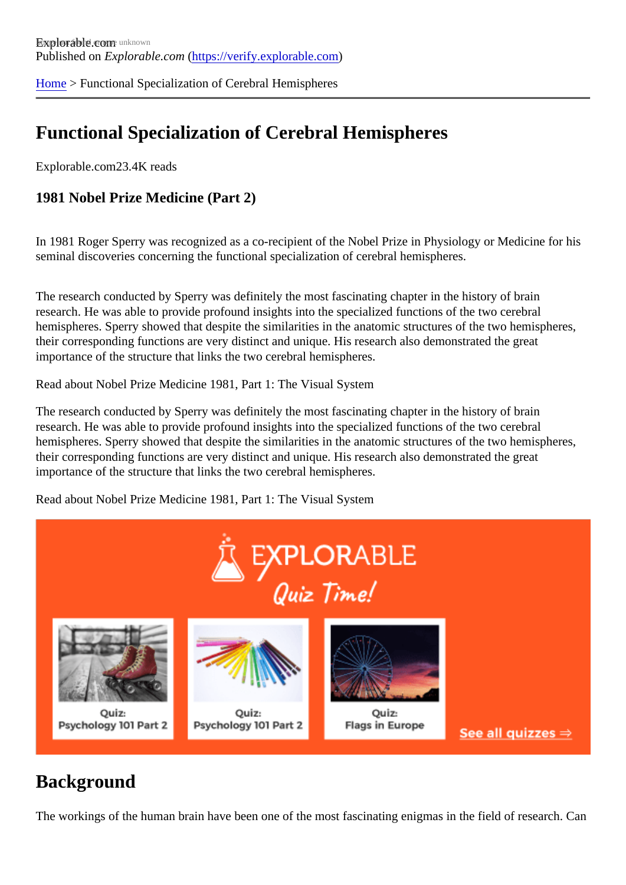Explorable.com
Published on *Explorable.com* (https://verify.explorable.com)

Home > Functional Specialization of Cerebral Hemispheres

# Functional Specialization of Cerebral Hemispheres

Explorable.com23.4K reads

### 1981 Nobel Prize Medicine (Part 2)

In 1981 Roger Sperry was recognized as a co-recipient of the Nobel Prize in Physiology or Medicine for his seminal discoveries concerning the functional specialization of cerebral hemispheres.

The research conducted by Sperry was definitely the most fascinating chapter in the history of brain research. He was able to provide profound insights into the specialized functions of the two cerebral hemispheres. Sperry showed that despite the similarities in the anatomic structures of the two hemispheres, their corresponding functions are very distinct and unique. His research also demonstrated the great importance of the structure that links the two cerebral hemispheres.

Read about Nobel Prize Medicine 1981, Part 1: The Visual System

The research conducted by Sperry was definitely the most fascinating chapter in the history of brain research. He was able to provide profound insights into the specialized functions of the two cerebral hemispheres. Sperry showed that despite the similarities in the anatomic structures of the two hemispheres, their corresponding functions are very distinct and unique. His research also demonstrated the great importance of the structure that links the two cerebral hemispheres.

Read about Nobel Prize Medicine 1981, Part 1: The Visual System

EXPLORABLE
Quiz Time!

Quiz: Psychology 101 Part 2

Quiz: Psychology 101 Part 2

Quiz: Flags in Europe

See all quizzes ⇒

## Background

The workings of the human brain have been one of the most fascinating enigmas in the field of research. Can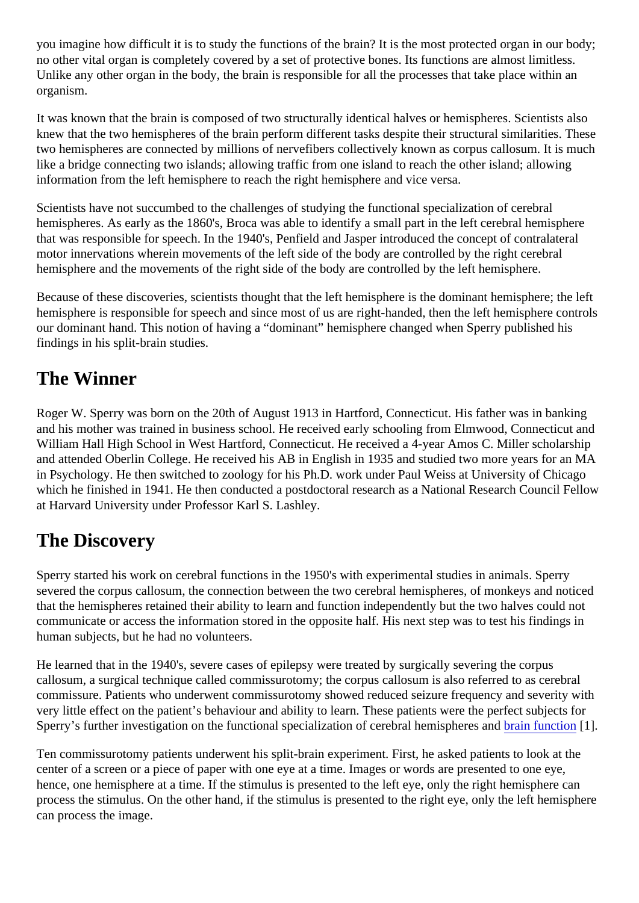you imagine how difficult it is to study the functions of the brain? It is the most protected organ in our body; no other vital organ is completely covered by a set of protective bones. Its functions are almost limitless. Unlike any other organ in the body, the brain is responsible for all the processes that take place within an organism.

It was known that the brain is composed of two structurally identical halves or hemispheres. Scientists also knew that the two hemispheres of the brain perform different tasks despite their structural similarities. These two hemispheres are connected by millions of nervefibers collectively known as corpus callosum. It is much like a bridge connecting two islands; allowing traffic from one island to reach the other island; allowing information from the left hemisphere to reach the right hemisphere and vice versa.

Scientists have not succumbed to the challenges of studying the functional specialization of cerebral hemispheres. As early as the 1860's, Broca was able to identify a small part in the left cerebral hemisphere that was responsible for speech. In the 1940's, Penfield and Jasper introduced the concept of contralateral motor innervations wherein movements of the left side of the body are controlled by the right cerebral hemisphere and the movements of the right side of the body are controlled by the left hemisphere.

Because of these discoveries, scientists thought that the left hemisphere is the dominant hemisphere; the left hemisphere is responsible for speech and since most of us are right-handed, then the left hemisphere controls our dominant hand. This notion of having a "dominant" hemisphere changed when Sperry published his findings in his split-brain studies.

## The Winner

Roger W. Sperry was born on the 20th of August 1913 in Hartford, Connecticut. His father was in banking and his mother was trained in business school. He received early schooling from Elmwood, Connecticut and William Hall High School in West Hartford, Connecticut. He received a 4-year Amos C. Miller scholarship and attended Oberlin College. He received his AB in English in 1935 and studied two more years for an MA in Psychology. He then switched to zoology for his Ph.D. work under Paul Weiss at University of Chicago which he finished in 1941. He then conducted a postdoctoral research as a National Research Council Fellow at Harvard University under Professor Karl S. Lashley.

## The Discovery

Sperry started his work on cerebral functions in the 1950's with experimental studies in animals. Sperry severed the corpus callosum, the connection between the two cerebral hemispheres, of monkeys and noticed that the hemispheres retained their ability to learn and function independently but the two halves could not communicate or access the information stored in the opposite half. His next step was to test his findings in human subjects, but he had no volunteers.

He learned that in the 1940's, severe cases of epilepsy were treated by surgically severing the corpus callosum, a surgical technique called commissurotomy; the corpus callosum is also referred to as cerebral commissure. Patients who underwent commissurotomy showed reduced seizure frequency and severity with very little effect on the patient's behaviour and ability to learn. These patients were the perfect subjects for Sperry's further investigation on the functional specialization of cerebral hemispheres and brain function [1].

Ten commissurotomy patients underwent his split-brain experiment. First, he asked patients to look at the center of a screen or a piece of paper with one eye at a time. Images or words are presented to one eye, hence, one hemisphere at a time. If the stimulus is presented to the left eye, only the right hemisphere can process the stimulus. On the other hand, if the stimulus is presented to the right eye, only the left hemisphere can process the image.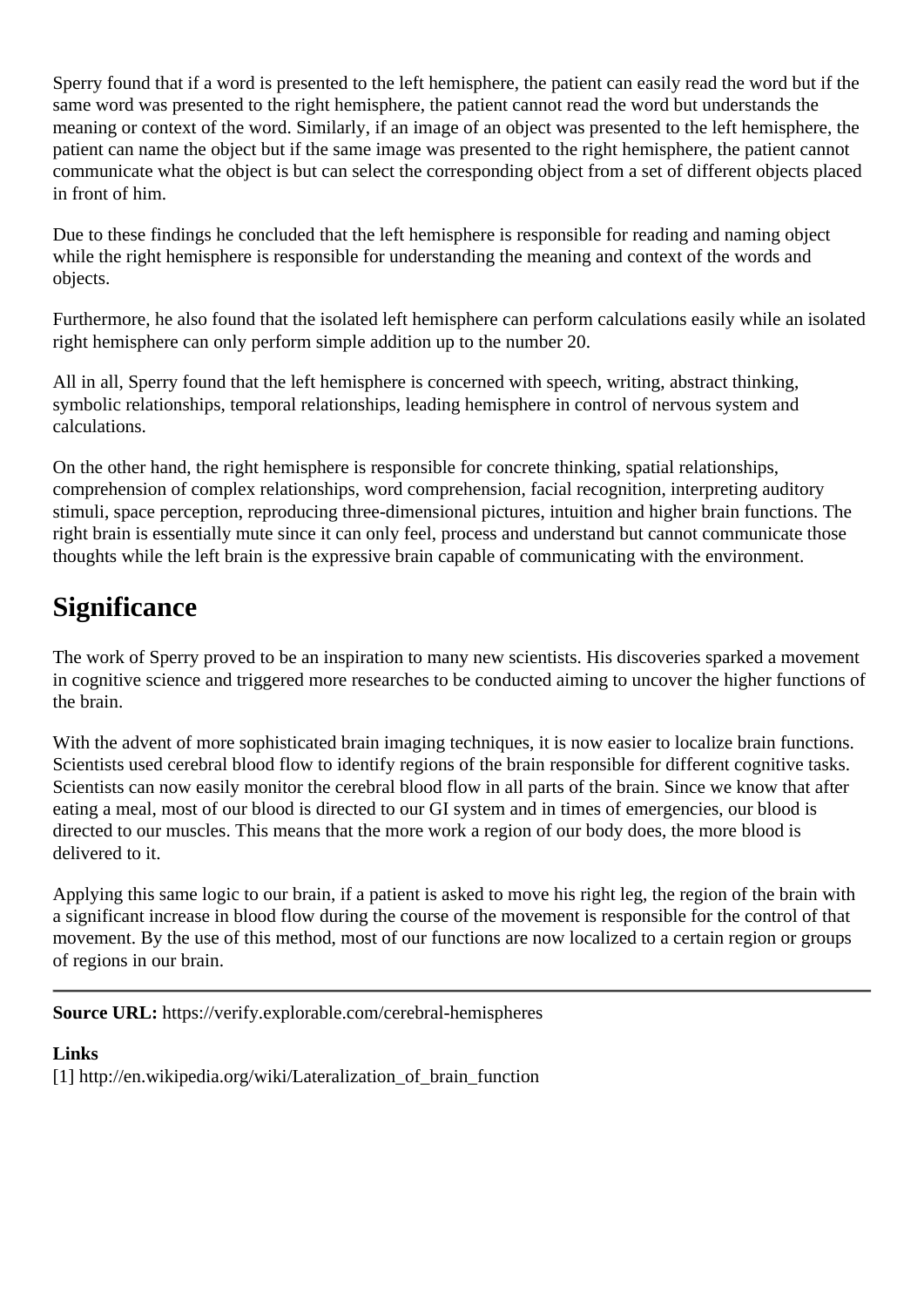Sperry found that if a word is presented to the left hemisphere, the patient can easily read the word but if the same word was presented to the right hemisphere, the patient cannot read the word but understands the meaning or context of the word. Similarly, if an image of an object was presented to the left hemisphere, the patient can name the object but if the same image was presented to the right hemisphere, the patient cannot communicate what the object is but can select the corresponding object from a set of different objects placed in front of him.

Due to these findings he concluded that the left hemisphere is responsible for reading and naming object while the right hemisphere is responsible for understanding the meaning and context of the words and objects.

Furthermore, he also found that the isolated left hemisphere can perform calculations easily while an isolated right hemisphere can only perform simple addition up to the number 20.

All in all, Sperry found that the left hemisphere is concerned with speech, writing, abstract thinking, symbolic relationships, temporal relationships, leading hemisphere in control of nervous system and calculations.

On the other hand, the right hemisphere is responsible for concrete thinking, spatial relationships, comprehension of complex relationships, word comprehension, facial recognition, interpreting auditory stimuli, space perception, reproducing three-dimensional pictures, intuition and higher brain functions. The right brain is essentially mute since it can only feel, process and understand but cannot communicate those thoughts while the left brain is the expressive brain capable of communicating with the environment.

## Significance

The work of Sperry proved to be an inspiration to many new scientists. His discoveries sparked a movement in cognitive science and triggered more researches to be conducted aiming to uncover the higher functions of the brain.

With the advent of more sophisticated brain imaging techniques, it is now easier to localize brain functions. Scientists used cerebral blood flow to identify regions of the brain responsible for different cognitive tasks. Scientists can now easily monitor the cerebral blood flow in all parts of the brain. Since we know that after eating a meal, most of our blood is directed to our GI system and in times of emergencies, our blood is directed to our muscles. This means that the more work a region of our body does, the more blood is delivered to it.

Applying this same logic to our brain, if a patient is asked to move his right leg, the region of the brain with a significant increase in blood flow during the course of the movement is responsible for the control of that movement. By the use of this method, most of our functions are now localized to a certain region or groups of regions in our brain.

---

**Source URL:** https://verify.explorable.com/cerebral-hemispheres

**Links**
[1] http://en.wikipedia.org/wiki/Lateralization_of_brain_function